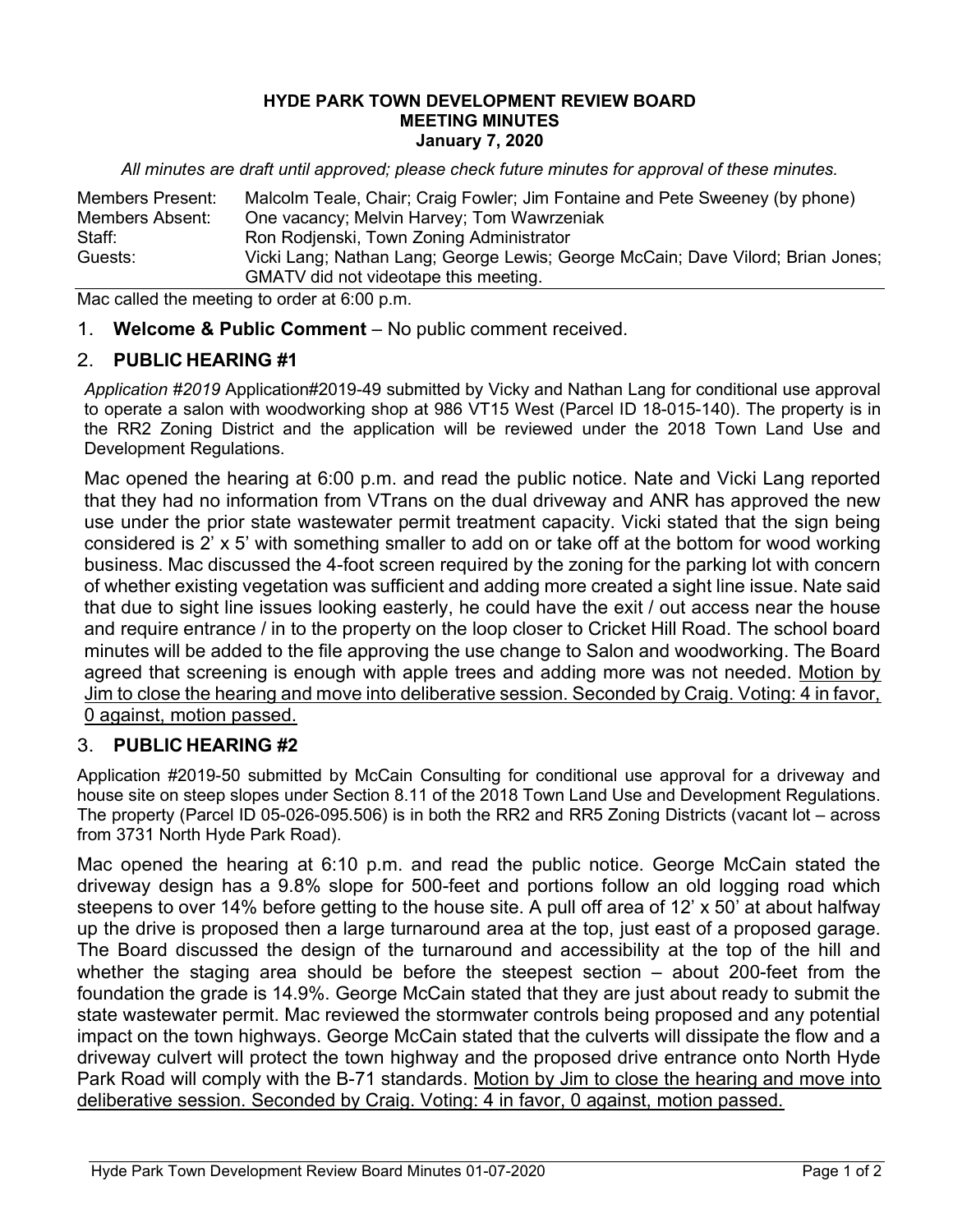# HYDE PARK TOWN DEVELOPMENT REVIEW BOARD
## MEETING MINUTES
### January 7, 2020

*All minutes are draft until approved; please check future minutes for approval of these minutes.*

| | |
|---|---|
| Members Present: | Malcolm Teale, Chair; Craig Fowler; Jim Fontaine and Pete Sweeney (by phone) |
| Members Absent: | One vacancy; Melvin Harvey; Tom Wawrzeniak |
| Staff: | Ron Rodjenski, Town Zoning Administrator |
| Guests: | Vicki Lang; Nathan Lang; George Lewis; George McCain; Dave Vilord; Brian Jones; GMATV did not videotape this meeting. |

Mac called the meeting to order at 6:00 p.m.

1. **Welcome & Public Comment** – No public comment received.

2. **PUBLIC HEARING #1**

*Application #2019* Application#2019-49 submitted by Vicky and Nathan Lang for conditional use approval to operate a salon with woodworking shop at 986 VT15 West (Parcel ID 18-015-140). The property is in the RR2 Zoning District and the application will be reviewed under the 2018 Town Land Use and Development Regulations.

Mac opened the hearing at 6:00 p.m. and read the public notice. Nate and Vicki Lang reported that they had no information from VTrans on the dual driveway and ANR has approved the new use under the prior state wastewater permit treatment capacity. Vicki stated that the sign being considered is 2' x 5' with something smaller to add on or take off at the bottom for wood working business. Mac discussed the 4-foot screen required by the zoning for the parking lot with concern of whether existing vegetation was sufficient and adding more created a sight line issue. Nate said that due to sight line issues looking easterly, he could have the exit / out access near the house and require entrance / in to the property on the loop closer to Cricket Hill Road. The school board minutes will be added to the file approving the use change to Salon and woodworking. The Board agreed that screening is enough with apple trees and adding more was not needed. <u>Motion by Jim to close the hearing and move into deliberative session. Seconded by Craig. Voting: 4 in favor, 0 against, motion passed.</u>

3. **PUBLIC HEARING #2**

Application #2019-50 submitted by McCain Consulting for conditional use approval for a driveway and house site on steep slopes under Section 8.11 of the 2018 Town Land Use and Development Regulations. The property (Parcel ID 05-026-095.506) is in both the RR2 and RR5 Zoning Districts (vacant lot – across from 3731 North Hyde Park Road).

Mac opened the hearing at 6:10 p.m. and read the public notice. George McCain stated the driveway design has a 9.8% slope for 500-feet and portions follow an old logging road which steepens to over 14% before getting to the house site. A pull off area of 12' x 50' at about halfway up the drive is proposed then a large turnaround area at the top, just east of a proposed garage. The Board discussed the design of the turnaround and accessibility at the top of the hill and whether the staging area should be before the steepest section – about 200-feet from the foundation the grade is 14.9%. George McCain stated that they are just about ready to submit the state wastewater permit. Mac reviewed the stormwater controls being proposed and any potential impact on the town highways. George McCain stated that the culverts will dissipate the flow and a driveway culvert will protect the town highway and the proposed drive entrance onto North Hyde Park Road will comply with the B-71 standards. <u>Motion by Jim to close the hearing and move into deliberative session. Seconded by Craig. Voting: 4 in favor, 0 against, motion passed.</u>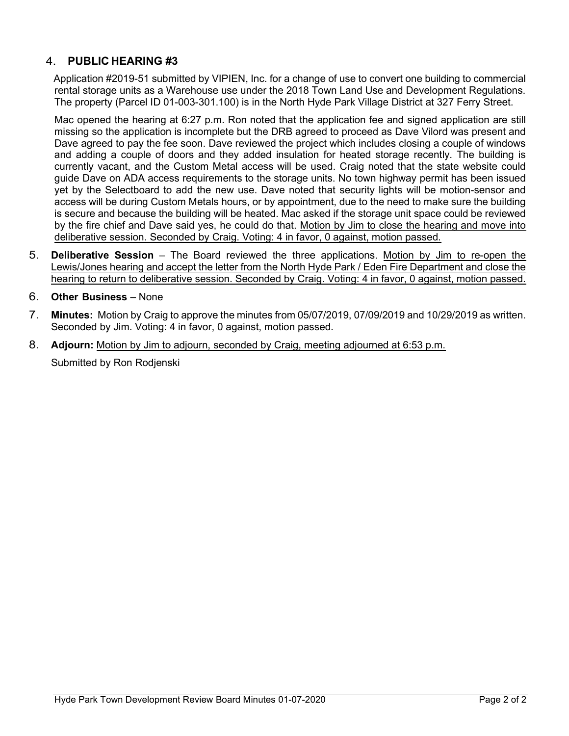4. **PUBLIC HEARING #3**

Application #2019-51 submitted by VIPIEN, Inc. for a change of use to convert one building to commercial rental storage units as a Warehouse use under the 2018 Town Land Use and Development Regulations. The property (Parcel ID 01-003-301.100) is in the North Hyde Park Village District at 327 Ferry Street.

Mac opened the hearing at 6:27 p.m. Ron noted that the application fee and signed application are still missing so the application is incomplete but the DRB agreed to proceed as Dave Vilord was present and Dave agreed to pay the fee soon. Dave reviewed the project which includes closing a couple of windows and adding a couple of doors and they added insulation for heated storage recently. The building is currently vacant, and the Custom Metal access will be used. Craig noted that the state website could guide Dave on ADA access requirements to the storage units. No town highway permit has been issued yet by the Selectboard to add the new use. Dave noted that security lights will be motion-sensor and access will be during Custom Metals hours, or by appointment, due to the need to make sure the building is secure and because the building will be heated. Mac asked if the storage unit space could be reviewed by the fire chief and Dave said yes, he could do that. Motion by Jim to close the hearing and move into deliberative session. Seconded by Craig. Voting: 4 in favor, 0 against, motion passed.

5. **Deliberative Session** – The Board reviewed the three applications. Motion by Jim to re-open the Lewis/Jones hearing and accept the letter from the North Hyde Park / Eden Fire Department and close the hearing to return to deliberative session. Seconded by Craig. Voting: 4 in favor, 0 against, motion passed.

6. **Other Business** – None

7. **Minutes:** Motion by Craig to approve the minutes from 05/07/2019, 07/09/2019 and 10/29/2019 as written. Seconded by Jim. Voting: 4 in favor, 0 against, motion passed.

8. **Adjourn:** Motion by Jim to adjourn, seconded by Craig, meeting adjourned at 6:53 p.m.

Submitted by Ron Rodjenski